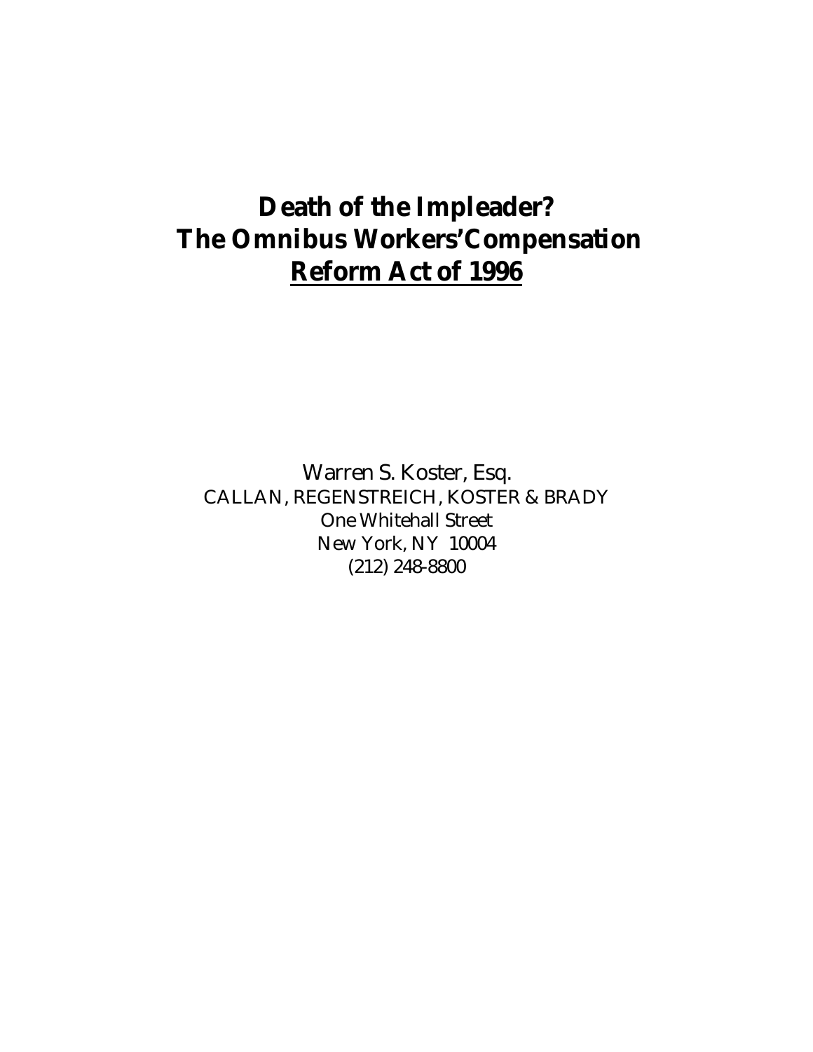# Death of the Impleader?
# The Omnibus Workers' Compensation
# **Reform Act of 1996**

Warren S. Koster, Esq.
CALLAN, REGENSTREICH, KOSTER & BRADY
One Whitehall Street
New York, NY 10004
(212) 248-8800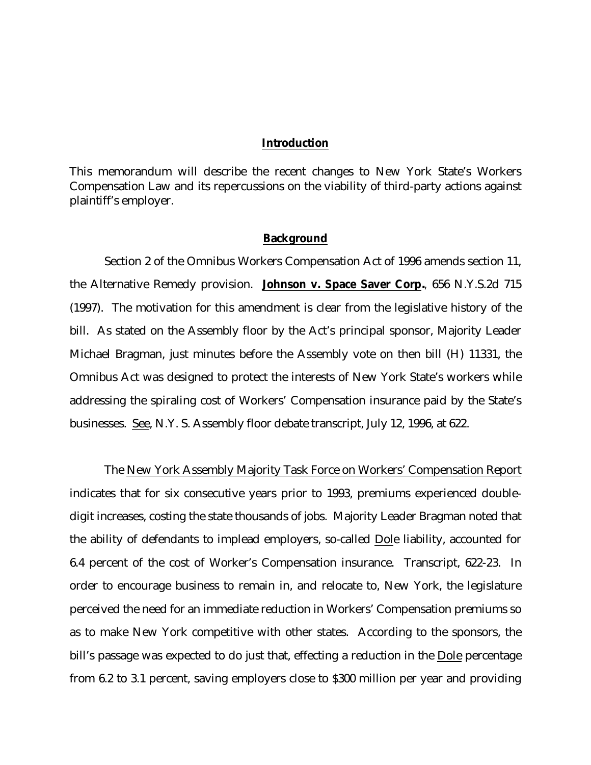## Introduction

This memorandum will describe the recent changes to New York State's Workers Compensation Law and its repercussions on the viability of third-party actions against plaintiff's employer.

## Background

Section 2 of the Omnibus Workers Compensation Act of 1996 amends section 11, the Alternative Remedy provision. **Johnson v. Space Saver Corp.**, 656 N.Y.S.2d 715 (1997). The motivation for this amendment is clear from the legislative history of the bill. As stated on the Assembly floor by the Act's principal sponsor, Majority Leader Michael Bragman, just minutes before the Assembly vote on then bill (H) 11331, the Omnibus Act was designed to protect the interests of New York State's workers while addressing the spiraling cost of Workers' Compensation insurance paid by the State's businesses. See, N.Y. S. Assembly floor debate transcript, July 12, 1996, at 622.

The New York Assembly Majority Task Force on Workers' Compensation Report indicates that for six consecutive years prior to 1993, premiums experienced double-digit increases, costing the state thousands of jobs. Majority Leader Bragman noted that the ability of defendants to implead employers, so-called Dole liability, accounted for 6.4 percent of the cost of Worker's Compensation insurance. Transcript, 622-23. In order to encourage business to remain in, and relocate to, New York, the legislature perceived the need for an immediate reduction in Workers' Compensation premiums so as to make New York competitive with other states. According to the sponsors, the bill's passage was expected to do just that, effecting a reduction in the Dole percentage from 6.2 to 3.1 percent, saving employers close to $300 million per year and providing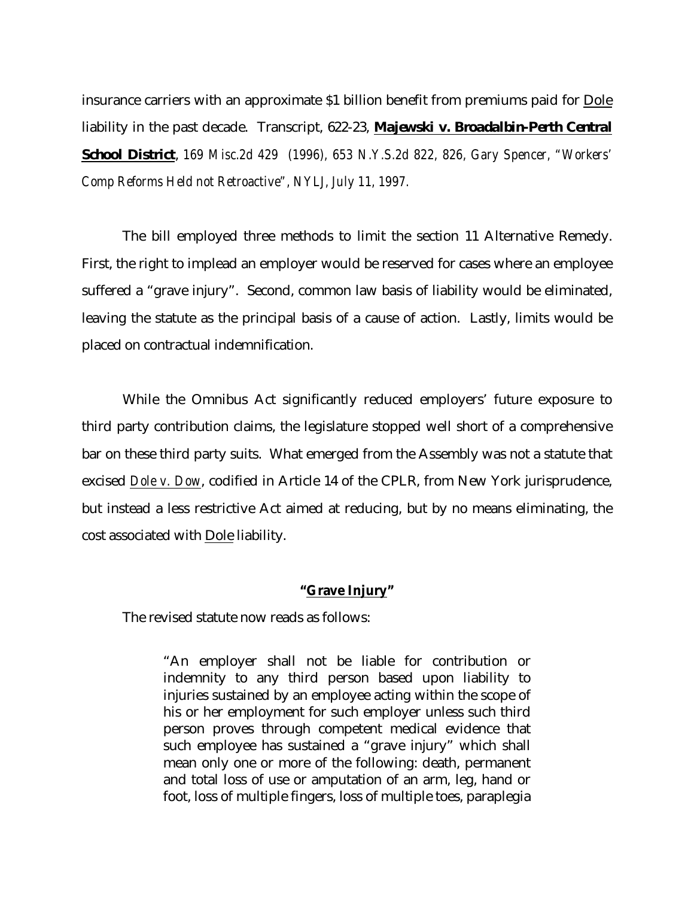insurance carriers with an approximate $1 billion benefit from premiums paid for Dole liability in the past decade. Transcript, 622-23, **Majewski v. Broadalbin-Perth Central School District**, *169 Misc.2d 429 (1996), 653 N.Y.S.2d 822, 826, Gary Spencer, "Workers' Comp Reforms Held not Retroactive", NYLJ, July 11, 1997.*

The bill employed three methods to limit the section 11 Alternative Remedy. First, the right to implead an employer would be reserved for cases where an employee suffered a "grave injury". Second, common law basis of liability would be eliminated, leaving the statute as the principal basis of a cause of action. Lastly, limits would be placed on contractual indemnification.

While the Omnibus Act significantly reduced employers' future exposure to third party contribution claims, the legislature stopped well short of a comprehensive bar on these third party suits. What emerged from the Assembly was not a statute that excised *Dole v. Dow*, codified in Article 14 of the CPLR, from New York jurisprudence, but instead a less restrictive Act aimed at reducing, but by no means eliminating, the cost associated with Dole liability.

### **"Grave Injury"**

The revised statute now reads as follows:

> "An employer shall not be liable for contribution or indemnity to any third person based upon liability to injuries sustained by an employee acting within the scope of his or her employment for such employer unless such third person proves through competent medical evidence that such employee has sustained a "grave injury" which shall mean only one or more of the following: death, permanent and total loss of use or amputation of an arm, leg, hand or foot, loss of multiple fingers, loss of multiple toes, paraplegia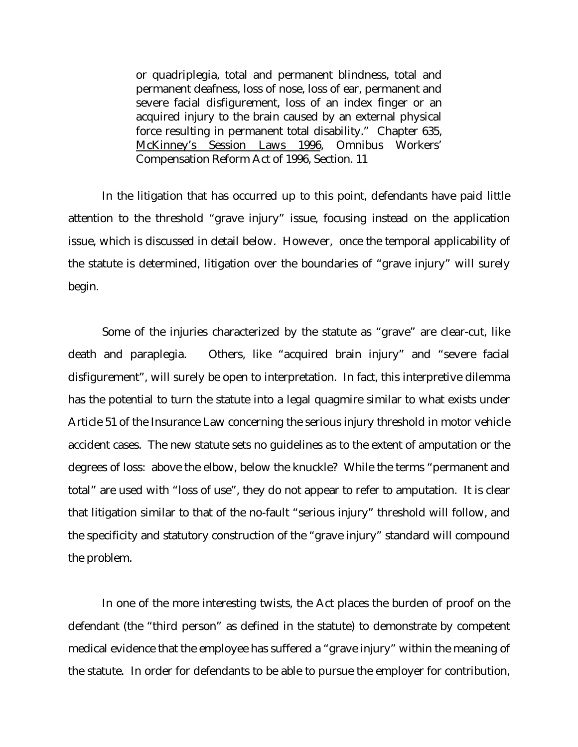> or quadriplegia, total and permanent blindness, total and permanent deafness, loss of nose, loss of ear, permanent and severe facial disfigurement, loss of an index finger or an acquired injury to the brain caused by an external physical force resulting in permanent total disability." Chapter 635, McKinney's Session Laws 1996, Omnibus Workers' Compensation Reform Act of 1996, Section. 11

In the litigation that has occurred up to this point, defendants have paid little attention to the threshold "grave injury" issue, focusing instead on the application issue, which is discussed in detail below. However, once the temporal applicability of the statute is determined, litigation over the boundaries of "grave injury" will surely begin.

Some of the injuries characterized by the statute as "grave" are clear-cut, like death and paraplegia. Others, like "acquired brain injury" and "severe facial disfigurement", will surely be open to interpretation. In fact, this interpretive dilemma has the potential to turn the statute into a legal quagmire similar to what exists under Article 51 of the Insurance Law concerning the serious injury threshold in motor vehicle accident cases. The new statute sets no guidelines as to the extent of amputation or the degrees of loss: above the elbow, below the knuckle? While the terms "permanent and total" are used with "loss of use", they do not appear to refer to amputation. It is clear that litigation similar to that of the no-fault "serious injury" threshold will follow, and the specificity and statutory construction of the "grave injury" standard will compound the problem.

In one of the more interesting twists, the Act places the burden of proof on the defendant (the "third person" as defined in the statute) to demonstrate by competent medical evidence that the employee has suffered a "grave injury" within the meaning of the statute. In order for defendants to be able to pursue the employer for contribution,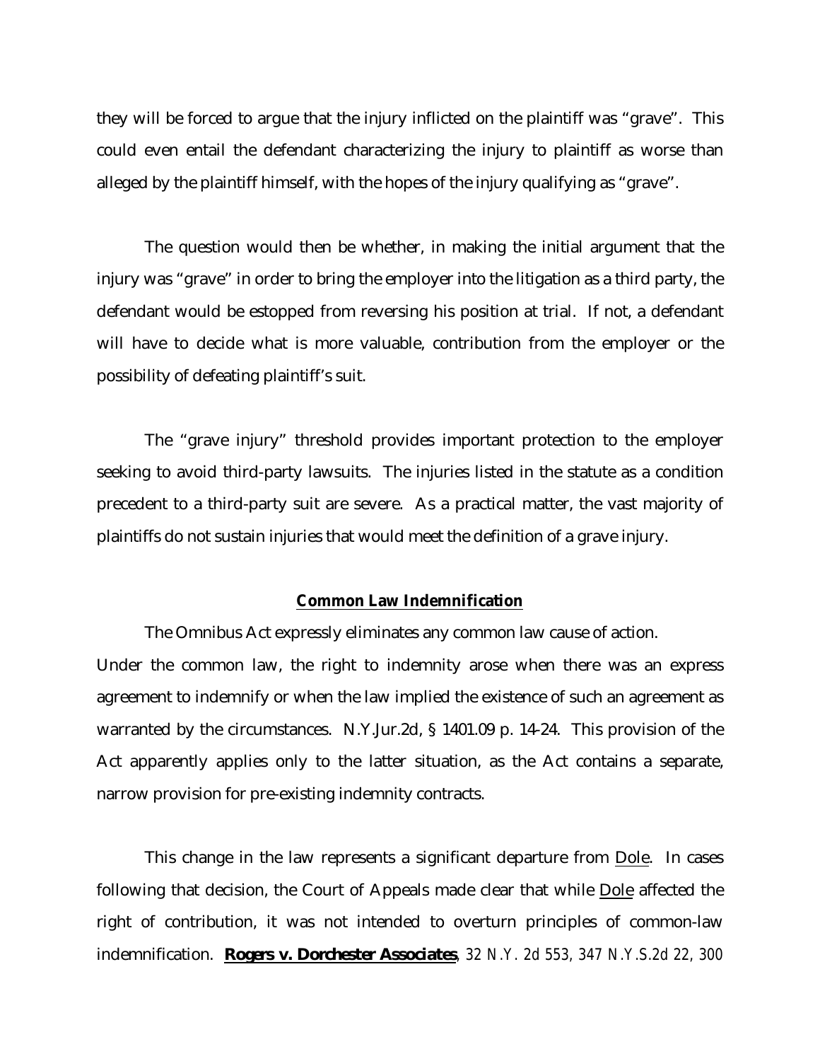they will be forced to argue that the injury inflicted on the plaintiff was "grave". This could even entail the defendant characterizing the injury to plaintiff as worse than alleged by the plaintiff himself, with the hopes of the injury qualifying as "grave".

The question would then be whether, in making the initial argument that the injury was "grave" in order to bring the employer into the litigation as a third party, the defendant would be estopped from reversing his position at trial. If not, a defendant will have to decide what is more valuable, contribution from the employer or the possibility of defeating plaintiff's suit.

The "grave injury" threshold provides important protection to the employer seeking to avoid third-party lawsuits. The injuries listed in the statute as a condition precedent to a third-party suit are severe. As a practical matter, the vast majority of plaintiffs do not sustain injuries that would meet the definition of a grave injury.

## **Common Law Indemnification**

The Omnibus Act expressly eliminates any common law cause of action. Under the common law, the right to indemnity arose when there was an express agreement to indemnify or when the law implied the existence of such an agreement as warranted by the circumstances. N.Y.Jur.2d, § 1401.09 p. 14-24. This provision of the Act apparently applies only to the latter situation, as the Act contains a separate, narrow provision for pre-existing indemnity contracts.

This change in the law represents a significant departure from Dole. In cases following that decision, the Court of Appeals made clear that while Dole affected the right of contribution, it was not intended to overturn principles of common-law indemnification. **Rogers v. Dorchester Associates**, 32 N.Y. 2d 553, 347 N.Y.S.2d 22, 300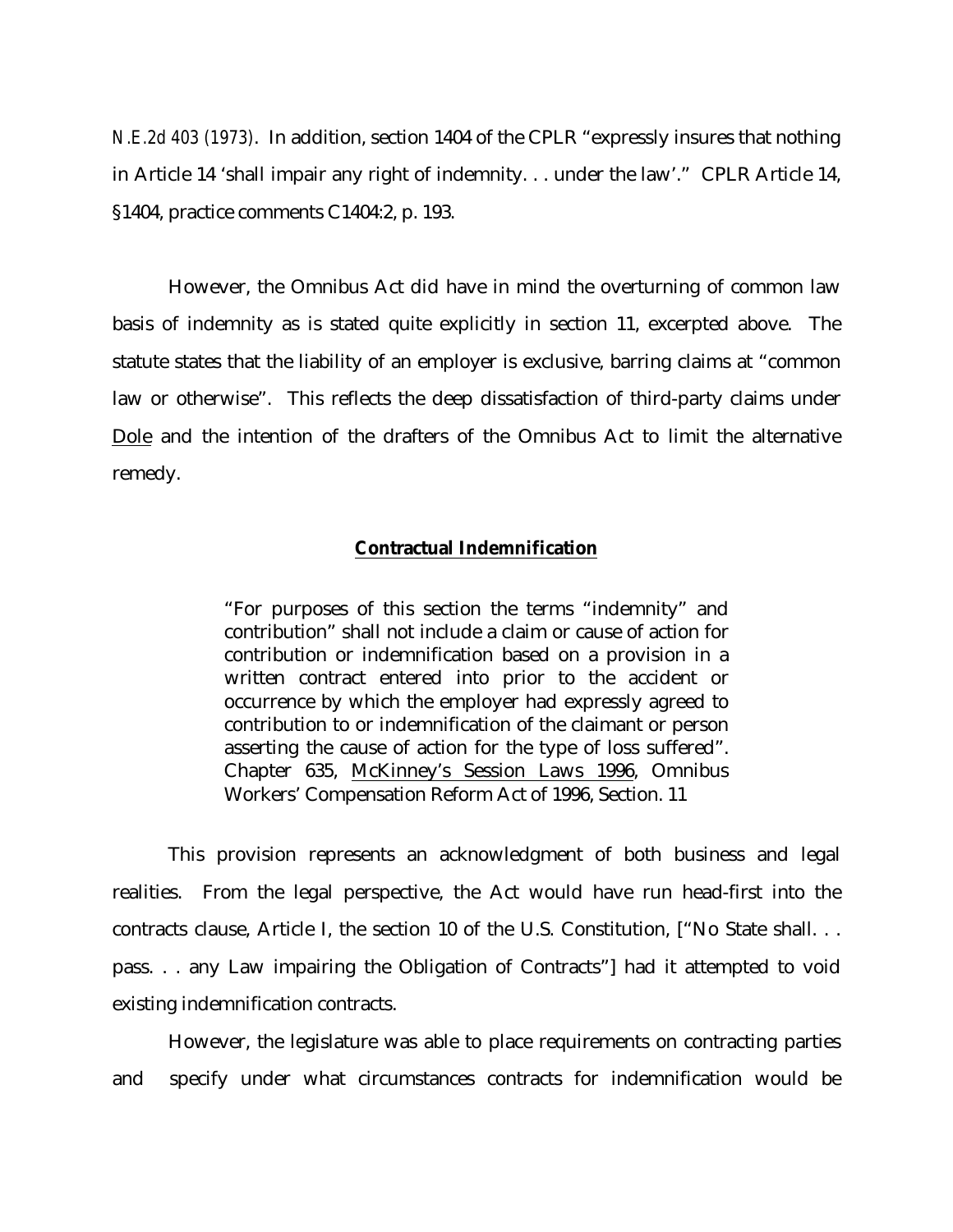*N.E.2d 403 (1973)*. In addition, section 1404 of the CPLR "expressly insures that nothing in Article 14 'shall impair any right of indemnity. . . under the law'." CPLR Article 14, §1404, practice comments C1404:2, p. 193.

However, the Omnibus Act did have in mind the overturning of common law basis of indemnity as is stated quite explicitly in section 11, excerpted above. The statute states that the liability of an employer is exclusive, barring claims at "common law or otherwise". This reflects the deep dissatisfaction of third-party claims under Dole and the intention of the drafters of the Omnibus Act to limit the alternative remedy.

## Contractual Indemnification

> "For purposes of this section the terms "indemnity" and contribution" shall not include a claim or cause of action for contribution or indemnification based on a provision in a written contract entered into prior to the accident or occurrence by which the employer had expressly agreed to contribution to or indemnification of the claimant or person asserting the cause of action for the type of loss suffered". Chapter 635, McKinney's Session Laws 1996, Omnibus Workers' Compensation Reform Act of 1996, Section. 11

This provision represents an acknowledgment of both business and legal realities. From the legal perspective, the Act would have run head-first into the contracts clause, Article I, the section 10 of the U.S. Constitution, ["No State shall. . . pass. . . any Law impairing the Obligation of Contracts"] had it attempted to void existing indemnification contracts.

However, the legislature was able to place requirements on contracting parties and specify under what circumstances contracts for indemnification would be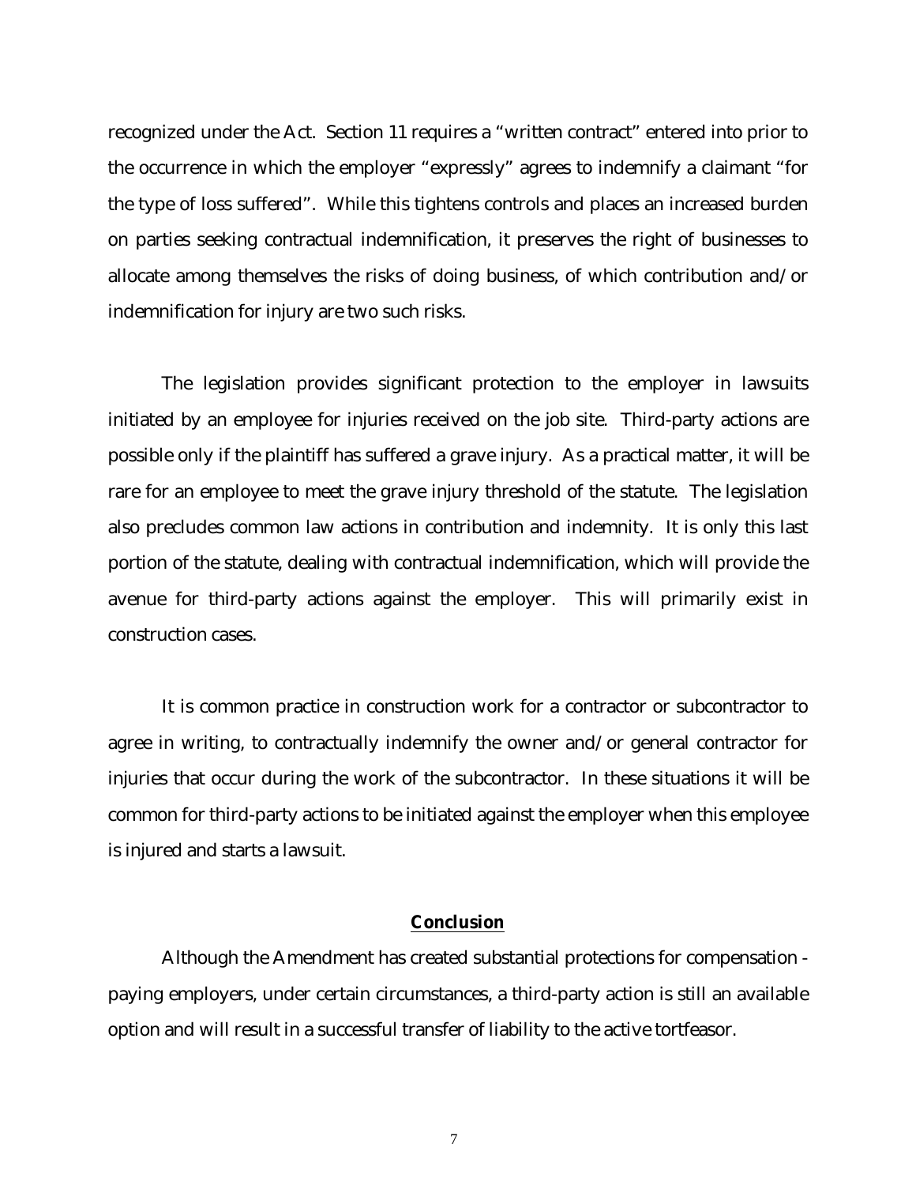recognized under the Act. Section 11 requires a "written contract" entered into prior to the occurrence in which the employer "expressly" agrees to indemnify a claimant "for the type of loss suffered". While this tightens controls and places an increased burden on parties seeking contractual indemnification, it preserves the right of businesses to allocate among themselves the risks of doing business, of which contribution and/or indemnification for injury are two such risks.

The legislation provides significant protection to the employer in lawsuits initiated by an employee for injuries received on the job site. Third-party actions are possible only if the plaintiff has suffered a grave injury. As a practical matter, it will be rare for an employee to meet the grave injury threshold of the statute. The legislation also precludes common law actions in contribution and indemnity. It is only this last portion of the statute, dealing with contractual indemnification, which will provide the avenue for third-party actions against the employer. This will primarily exist in construction cases.

It is common practice in construction work for a contractor or subcontractor to agree in writing, to contractually indemnify the owner and/or general contractor for injuries that occur during the work of the subcontractor. In these situations it will be common for third-party actions to be initiated against the employer when this employee is injured and starts a lawsuit.

## Conclusion

Although the Amendment has created substantial protections for compensation - paying employers, under certain circumstances, a third-party action is still an available option and will result in a successful transfer of liability to the active tortfeasor.